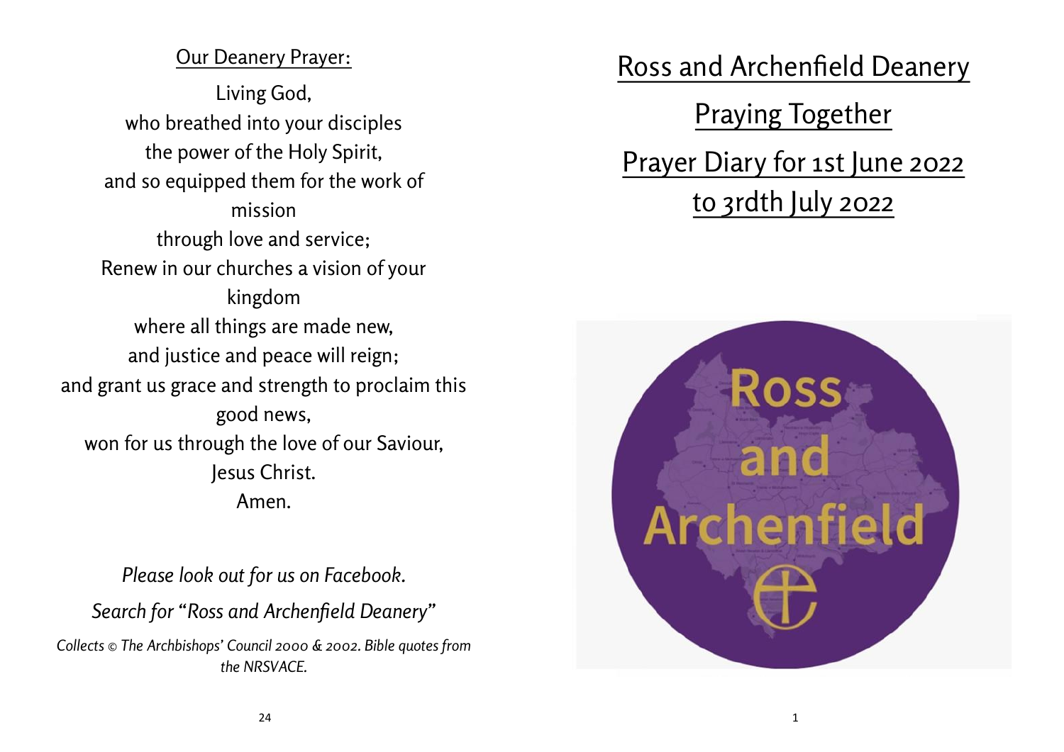## Our Deanery Prayer:

Living God,
who breathed into your disciples
the power of the Holy Spirit,
and so equipped them for the work of mission
through love and service;
Renew in our churches a vision of your kingdom
where all things are made new,
and justice and peace will reign;
and grant us grace and strength to proclaim this good news,
won for us through the love of our Saviour,
Jesus Christ.
Amen.

*Please look out for us on Facebook.*

*Search for "Ross and Archenfield Deanery"*

*Collects © The Archbishops' Council 2000 & 2002. Bible quotes from the NRSVACE.*

# Ross and Archenfield Deanery

## Praying Together

## Prayer Diary for 1st June 2022 to 3rdth July 2022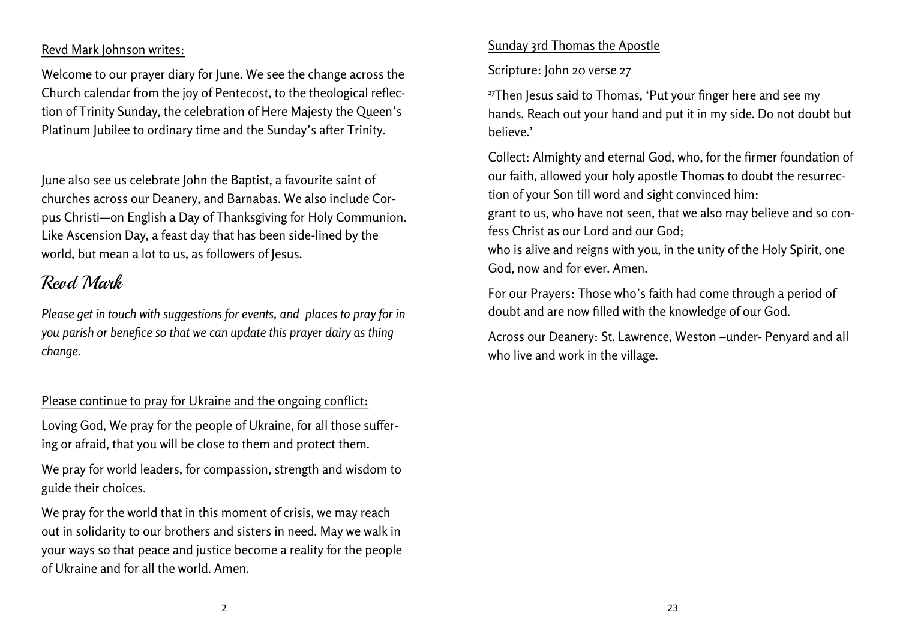Revd Mark Johnson writes:

Welcome to our prayer diary for June. We see the change across the Church calendar from the joy of Pentecost, to the theological reflection of Trinity Sunday, the celebration of Here Majesty the Queen's Platinum Jubilee to ordinary time and the Sunday's after Trinity.

June also see us celebrate John the Baptist, a favourite saint of churches across our Deanery, and Barnabas. We also include Corpus Christi—on English a Day of Thanksgiving for Holy Communion. Like Ascension Day, a feast day that has been side-lined by the world, but mean a lot to us, as followers of Jesus.

## Revd Mark

*Please get in touch with suggestions for events, and places to pray for in you parish or benefice so that we can update this prayer dairy as thing change.*

Please continue to pray for Ukraine and the ongoing conflict:

Loving God, We pray for the people of Ukraine, for all those suffering or afraid, that you will be close to them and protect them.

We pray for world leaders, for compassion, strength and wisdom to guide their choices.

We pray for the world that in this moment of crisis, we may reach out in solidarity to our brothers and sisters in need. May we walk in your ways so that peace and justice become a reality for the people of Ukraine and for all the world. Amen.

Sunday 3rd Thomas the Apostle

Scripture: John 20 verse 27

[27]Then Jesus said to Thomas, 'Put your finger here and see my hands. Reach out your hand and put it in my side. Do not doubt but believe.'

Collect: Almighty and eternal God, who, for the firmer foundation of our faith, allowed your holy apostle Thomas to doubt the resurrection of your Son till word and sight convinced him:
grant to us, who have not seen, that we also may believe and so confess Christ as our Lord and our God;
who is alive and reigns with you, in the unity of the Holy Spirit, one God, now and for ever. Amen.

For our Prayers: Those who's faith had come through a period of doubt and are now filled with the knowledge of our God.

Across our Deanery: St. Lawrence, Weston –under- Penyard and all who live and work in the village.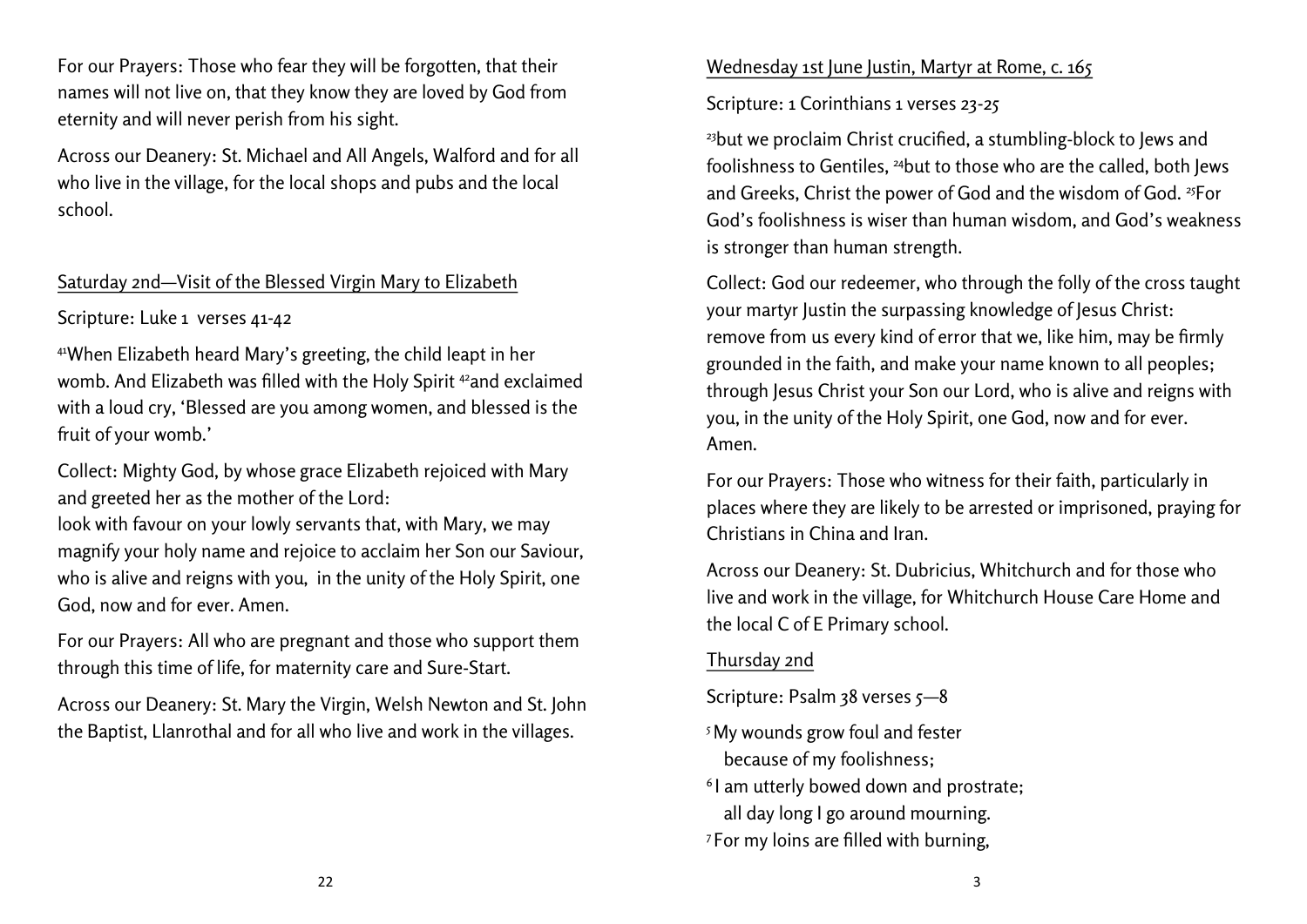For our Prayers: Those who fear they will be forgotten, that their names will not live on, that they know they are loved by God from eternity and will never perish from his sight.

Across our Deanery: St. Michael and All Angels, Walford and for all who live in the village, for the local shops and pubs and the local school.

## Saturday 2nd—Visit of the Blessed Virgin Mary to Elizabeth

Scripture: Luke 1 verses 41-42

[41]When Elizabeth heard Mary's greeting, the child leapt in her womb. And Elizabeth was filled with the Holy Spirit [42]and exclaimed with a loud cry, 'Blessed are you among women, and blessed is the fruit of your womb.'

Collect: Mighty God, by whose grace Elizabeth rejoiced with Mary and greeted her as the mother of the Lord:
look with favour on your lowly servants that, with Mary, we may magnify your holy name and rejoice to acclaim her Son our Saviour, who is alive and reigns with you, in the unity of the Holy Spirit, one God, now and for ever. Amen.

For our Prayers: All who are pregnant and those who support them through this time of life, for maternity care and Sure-Start.

Across our Deanery: St. Mary the Virgin, Welsh Newton and St. John the Baptist, Llanrothal and for all who live and work in the villages.

## Wednesday 1st June Justin, Martyr at Rome, c. 165

Scripture: 1 Corinthians 1 verses 23-25

[23]but we proclaim Christ crucified, a stumbling-block to Jews and foolishness to Gentiles, [24]but to those who are the called, both Jews and Greeks, Christ the power of God and the wisdom of God. [25]For God's foolishness is wiser than human wisdom, and God's weakness is stronger than human strength.

Collect: God our redeemer, who through the folly of the cross taught your martyr Justin the surpassing knowledge of Jesus Christ: remove from us every kind of error that we, like him, may be firmly grounded in the faith, and make your name known to all peoples; through Jesus Christ your Son our Lord, who is alive and reigns with you, in the unity of the Holy Spirit, one God, now and for ever. Amen.

For our Prayers: Those who witness for their faith, particularly in places where they are likely to be arrested or imprisoned, praying for Christians in China and Iran.

Across our Deanery: St. Dubricius, Whitchurch and for those who live and work in the village, for Whitchurch House Care Home and the local C of E Primary school.

## Thursday 2nd

Scripture: Psalm 38 verses 5—8

[5]My wounds grow foul and fester
   because of my foolishness;
[6]I am utterly bowed down and prostrate;
   all day long I go around mourning.
[7]For my loins are filled with burning,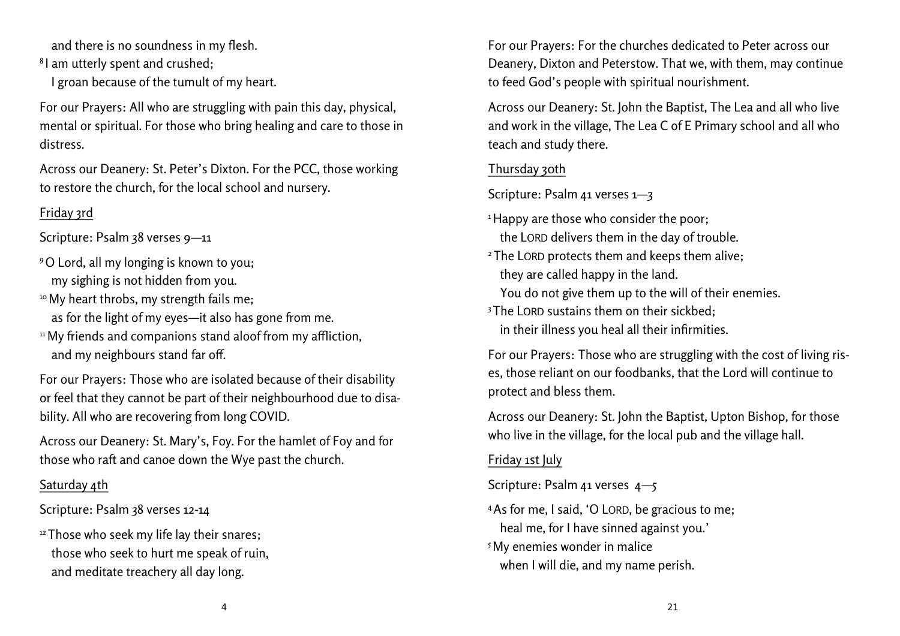and there is no soundness in my flesh.
[8] I am utterly spent and crushed;
I groan because of the tumult of my heart.

For our Prayers: All who are struggling with pain this day, physical, mental or spiritual. For those who bring healing and care to those in distress.

Across our Deanery: St. Peter's Dixton. For the PCC, those working to restore the church, for the local school and nursery.

Friday 3rd

Scripture: Psalm 38 verses 9—11

[9] O Lord, all my longing is known to you;
my sighing is not hidden from you.
[10] My heart throbs, my strength fails me;
as for the light of my eyes—it also has gone from me.
[11] My friends and companions stand aloof from my affliction,
and my neighbours stand far off.

For our Prayers: Those who are isolated because of their disability or feel that they cannot be part of their neighbourhood due to disability. All who are recovering from long COVID.

Across our Deanery: St. Mary's, Foy. For the hamlet of Foy and for those who raft and canoe down the Wye past the church.

Saturday 4th

Scripture: Psalm 38 verses 12-14

[12] Those who seek my life lay their snares;
those who seek to hurt me speak of ruin,
and meditate treachery all day long.

For our Prayers: For the churches dedicated to Peter across our Deanery, Dixton and Peterstow. That we, with them, may continue to feed God's people with spiritual nourishment.

Across our Deanery: St. John the Baptist, The Lea and all who live and work in the village, The Lea C of E Primary school and all who teach and study there.

Thursday 30th

Scripture: Psalm 41 verses 1—3

[1] Happy are those who consider the poor;
the LORD delivers them in the day of trouble.
[2] The LORD protects them and keeps them alive;
they are called happy in the land.
You do not give them up to the will of their enemies.
[3] The LORD sustains them on their sickbed;
in their illness you heal all their infirmities.

For our Prayers: Those who are struggling with the cost of living rises, those reliant on our foodbanks, that the Lord will continue to protect and bless them.

Across our Deanery: St. John the Baptist, Upton Bishop, for those who live in the village, for the local pub and the village hall.

Friday 1st July

Scripture: Psalm 41 verses 4—5

[4] As for me, I said, 'O LORD, be gracious to me;
heal me, for I have sinned against you.'
[5] My enemies wonder in malice
when I will die, and my name perish.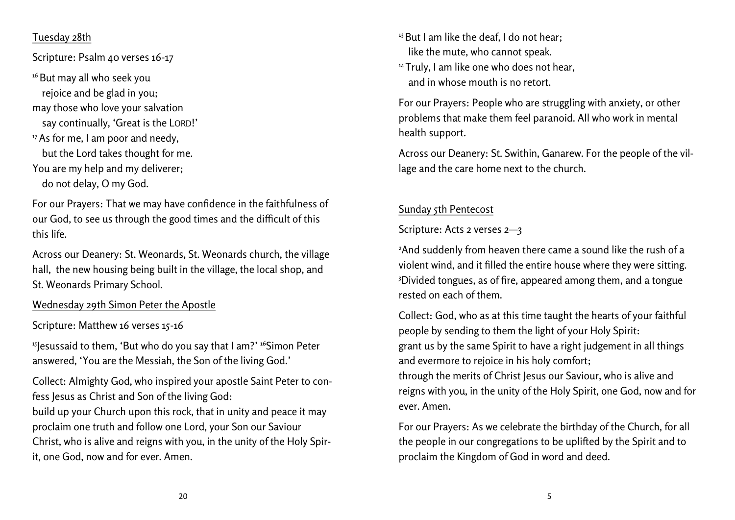Tuesday 28th

Scripture: Psalm 40 verses 16-17

[16] But may all who seek you
rejoice and be glad in you;
may those who love your salvation
say continually, 'Great is the LORD!'
[17] As for me, I am poor and needy,
but the Lord takes thought for me.
You are my help and my deliverer;
do not delay, O my God.

For our Prayers: That we may have confidence in the faithfulness of our God, to see us through the good times and the difficult of this this life.

Across our Deanery: St. Weonards, St. Weonards church, the village hall, the new housing being built in the village, the local shop, and St. Weonards Primary School.

Wednesday 29th Simon Peter the Apostle

Scripture: Matthew 16 verses 15-16

[15]Jesussaid to them, 'But who do you say that I am?' [16]Simon Peter answered, 'You are the Messiah, the Son of the living God.'

Collect: Almighty God, who inspired your apostle Saint Peter to confess Jesus as Christ and Son of the living God:
build up your Church upon this rock, that in unity and peace it may proclaim one truth and follow one Lord, your Son our Saviour Christ, who is alive and reigns with you, in the unity of the Holy Spirit, one God, now and for ever. Amen.

[13] But I am like the deaf, I do not hear;
like the mute, who cannot speak.
[14] Truly, I am like one who does not hear,
and in whose mouth is no retort.

For our Prayers: People who are struggling with anxiety, or other problems that make them feel paranoid. All who work in mental health support.

Across our Deanery: St. Swithin, Ganarew. For the people of the village and the care home next to the church.

Sunday 5th Pentecost

Scripture: Acts 2 verses 2—3

[2]And suddenly from heaven there came a sound like the rush of a violent wind, and it filled the entire house where they were sitting. [3]Divided tongues, as of fire, appeared among them, and a tongue rested on each of them.

Collect: God, who as at this time taught the hearts of your faithful people by sending to them the light of your Holy Spirit:
grant us by the same Spirit to have a right judgement in all things and evermore to rejoice in his holy comfort;
through the merits of Christ Jesus our Saviour, who is alive and reigns with you, in the unity of the Holy Spirit, one God, now and for ever. Amen.

For our Prayers: As we celebrate the birthday of the Church, for all the people in our congregations to be uplifted by the Spirit and to proclaim the Kingdom of God in word and deed.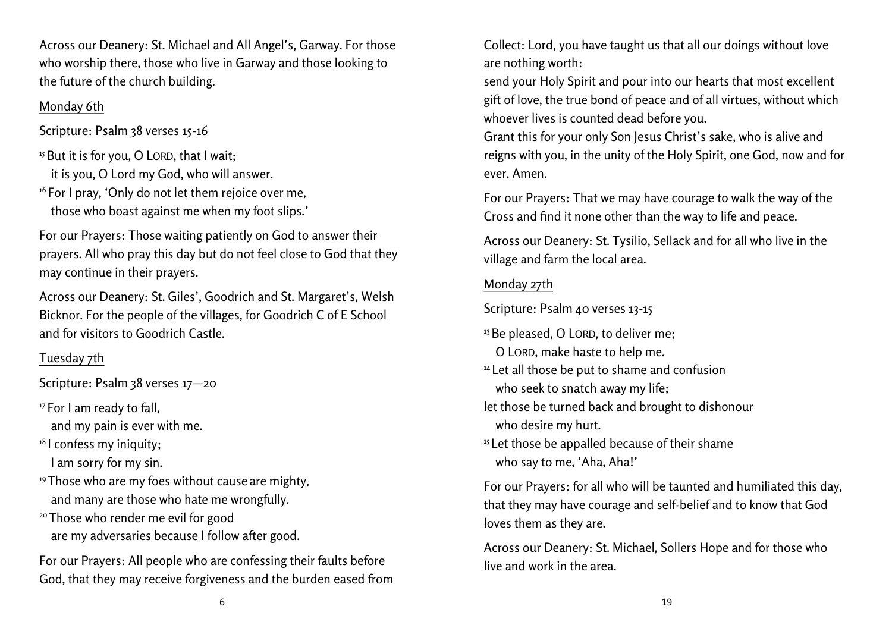Across our Deanery: St. Michael and All Angel's, Garway. For those who worship there, those who live in Garway and those looking to the future of the church building.

## Monday 6th

Scripture: Psalm 38 verses 15-16

[15] But it is for you, O LORD, that I wait;
it is you, O Lord my God, who will answer.
[16] For I pray, 'Only do not let them rejoice over me,
those who boast against me when my foot slips.'

For our Prayers: Those waiting patiently on God to answer their prayers. All who pray this day but do not feel close to God that they may continue in their prayers.

Across our Deanery: St. Giles', Goodrich and St. Margaret's, Welsh Bicknor. For the people of the villages, for Goodrich C of E School and for visitors to Goodrich Castle.

## Tuesday 7th

Scripture: Psalm 38 verses 17—20

[17] For I am ready to fall,
and my pain is ever with me.
[18] I confess my iniquity;
I am sorry for my sin.
[19] Those who are my foes without cause are mighty,
and many are those who hate me wrongfully.
[20] Those who render me evil for good
are my adversaries because I follow after good.

For our Prayers: All people who are confessing their faults before God, that they may receive forgiveness and the burden eased from

Collect: Lord, you have taught us that all our doings without love are nothing worth:
send your Holy Spirit and pour into our hearts that most excellent gift of love, the true bond of peace and of all virtues, without which whoever lives is counted dead before you.
Grant this for your only Son Jesus Christ's sake, who is alive and reigns with you, in the unity of the Holy Spirit, one God, now and for ever. Amen.

For our Prayers: That we may have courage to walk the way of the Cross and find it none other than the way to life and peace.

Across our Deanery: St. Tysilio, Sellack and for all who live in the village and farm the local area.

## Monday 27th

Scripture: Psalm 40 verses 13-15

[13] Be pleased, O LORD, to deliver me;
O LORD, make haste to help me.
[14] Let all those be put to shame and confusion
who seek to snatch away my life;
let those be turned back and brought to dishonour
who desire my hurt.
[15] Let those be appalled because of their shame
who say to me, 'Aha, Aha!'

For our Prayers: for all who will be taunted and humiliated this day, that they may have courage and self-belief and to know that God loves them as they are.

Across our Deanery: St. Michael, Sollers Hope and for those who live and work in the area.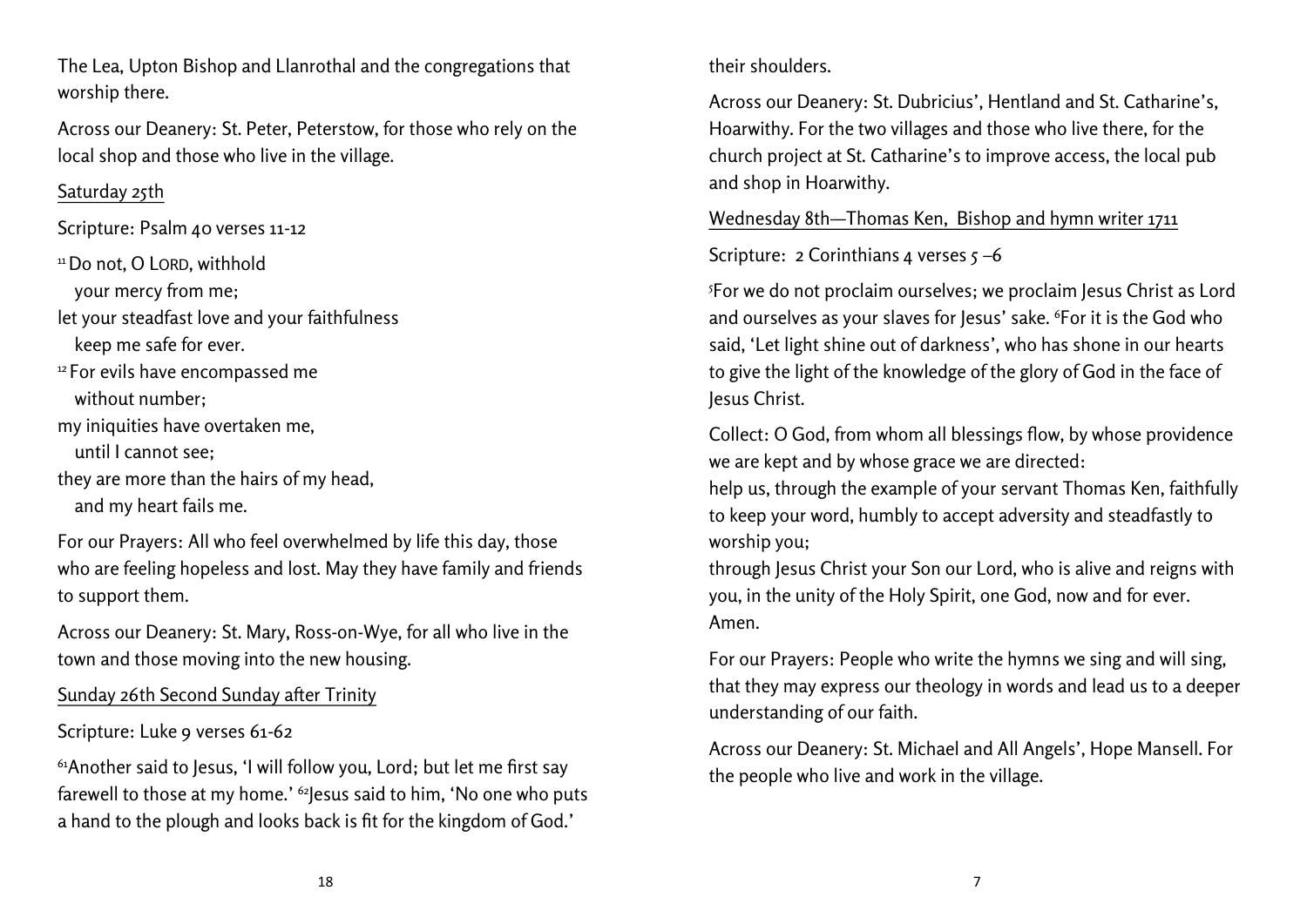The Lea, Upton Bishop and Llanrothal and the congregations that worship there.

Across our Deanery: St. Peter, Peterstow, for those who rely on the local shop and those who live in the village.

Saturday 25th

Scripture: Psalm 40 verses 11-12

[11] Do not, O LORD, withhold
your mercy from me;
let your steadfast love and your faithfulness
keep me safe for ever.
[12] For evils have encompassed me
without number;
my iniquities have overtaken me,
until I cannot see;
they are more than the hairs of my head,
and my heart fails me.

For our Prayers: All who feel overwhelmed by life this day, those who are feeling hopeless and lost. May they have family and friends to support them.

Across our Deanery: St. Mary, Ross-on-Wye, for all who live in the town and those moving into the new housing.

Sunday 26th Second Sunday after Trinity

Scripture: Luke 9 verses 61-62

[61]Another said to Jesus, 'I will follow you, Lord; but let me first say farewell to those at my home.' [62]Jesus said to him, 'No one who puts a hand to the plough and looks back is fit for the kingdom of God.'

their shoulders.

Across our Deanery: St. Dubricius', Hentland and St. Catharine's, Hoarwithy. For the two villages and those who live there, for the church project at St. Catharine's to improve access, the local pub and shop in Hoarwithy.

Wednesday 8th—Thomas Ken, Bishop and hymn writer 1711

Scripture: 2 Corinthians 4 verses 5 –6

[5]For we do not proclaim ourselves; we proclaim Jesus Christ as Lord and ourselves as your slaves for Jesus' sake. [6]For it is the God who said, 'Let light shine out of darkness', who has shone in our hearts to give the light of the knowledge of the glory of God in the face of Jesus Christ.

Collect: O God, from whom all blessings flow, by whose providence we are kept and by whose grace we are directed:
help us, through the example of your servant Thomas Ken, faithfully to keep your word, humbly to accept adversity and steadfastly to worship you;
through Jesus Christ your Son our Lord, who is alive and reigns with you, in the unity of the Holy Spirit, one God, now and for ever. Amen.

For our Prayers: People who write the hymns we sing and will sing, that they may express our theology in words and lead us to a deeper understanding of our faith.

Across our Deanery: St. Michael and All Angels', Hope Mansell. For the people who live and work in the village.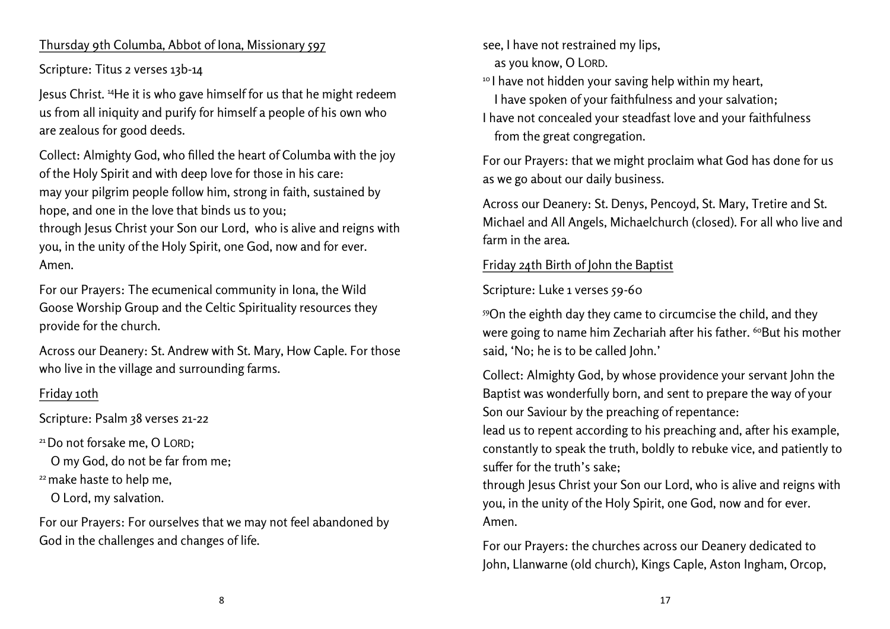Thursday 9th Columba, Abbot of Iona, Missionary 597

Scripture: Titus 2 verses 13b-14

Jesus Christ. [14]He it is who gave himself for us that he might redeem us from all iniquity and purify for himself a people of his own who are zealous for good deeds.

Collect: Almighty God, who filled the heart of Columba with the joy of the Holy Spirit and with deep love for those in his care:
may your pilgrim people follow him, strong in faith, sustained by hope, and one in the love that binds us to you;
through Jesus Christ your Son our Lord, who is alive and reigns with you, in the unity of the Holy Spirit, one God, now and for ever. Amen.

For our Prayers: The ecumenical community in Iona, the Wild Goose Worship Group and the Celtic Spirituality resources they provide for the church.

Across our Deanery: St. Andrew with St. Mary, How Caple. For those who live in the village and surrounding farms.

Friday 10th

Scripture: Psalm 38 verses 21-22

[21] Do not forsake me, O LORD;
O my God, do not be far from me;
[22] make haste to help me,
O Lord, my salvation.

For our Prayers: For ourselves that we may not feel abandoned by God in the challenges and changes of life.

see, I have not restrained my lips,
as you know, O LORD.
[10] I have not hidden your saving help within my heart,
I have spoken of your faithfulness and your salvation;
I have not concealed your steadfast love and your faithfulness
from the great congregation.

For our Prayers: that we might proclaim what God has done for us as we go about our daily business.

Across our Deanery: St. Denys, Pencoyd, St. Mary, Tretire and St. Michael and All Angels, Michaelchurch (closed). For all who live and farm in the area.

Friday 24th Birth of John the Baptist

Scripture: Luke 1 verses 59-60

[59]On the eighth day they came to circumcise the child, and they were going to name him Zechariah after his father. [60]But his mother said, 'No; he is to be called John.'

Collect: Almighty God, by whose providence your servant John the Baptist was wonderfully born, and sent to prepare the way of your Son our Saviour by the preaching of repentance:
lead us to repent according to his preaching and, after his example, constantly to speak the truth, boldly to rebuke vice, and patiently to suffer for the truth's sake;
through Jesus Christ your Son our Lord, who is alive and reigns with you, in the unity of the Holy Spirit, one God, now and for ever. Amen.

For our Prayers: the churches across our Deanery dedicated to John, Llanwarne (old church), Kings Caple, Aston Ingham, Orcop,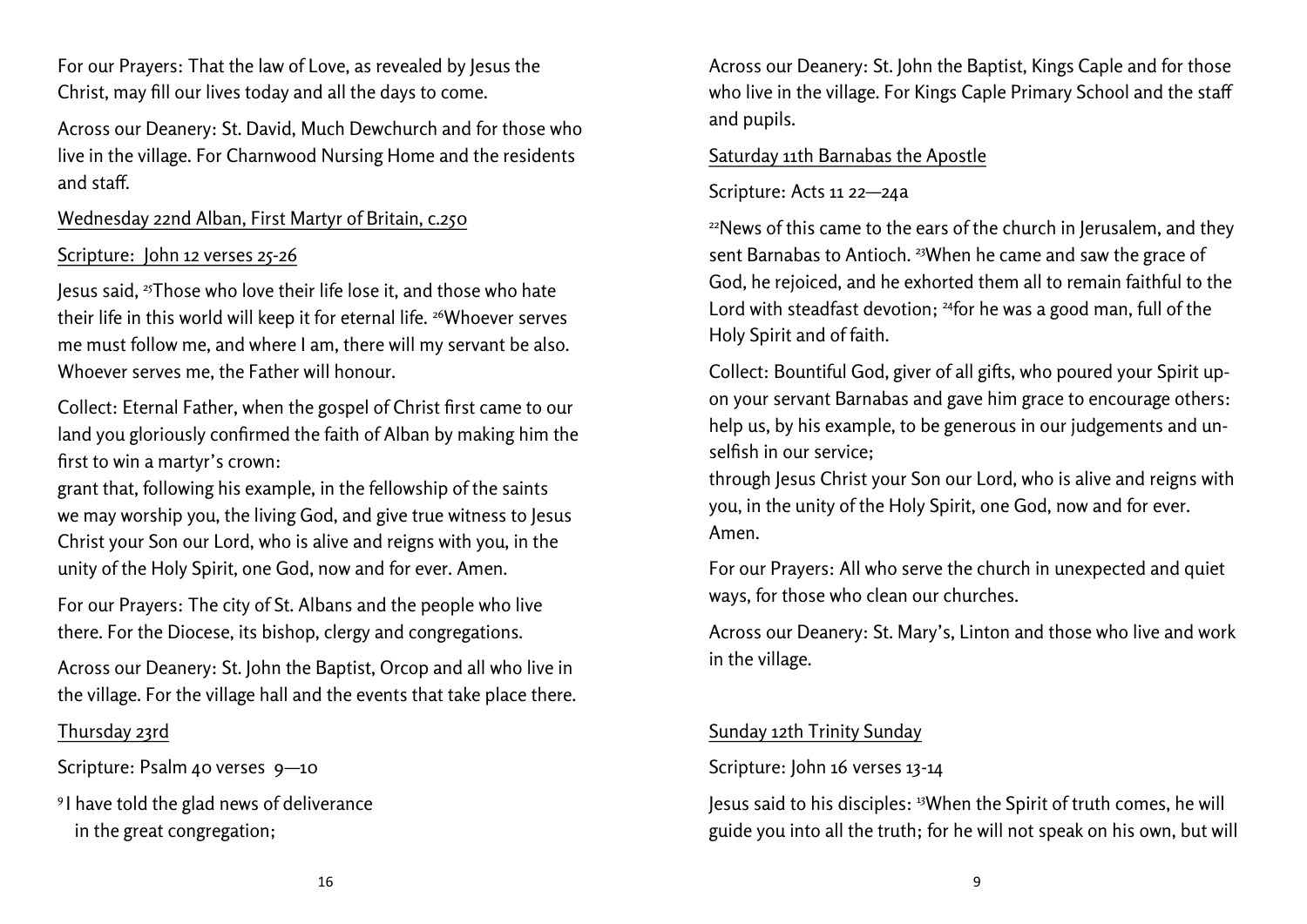For our Prayers: That the law of Love, as revealed by Jesus the Christ, may fill our lives today and all the days to come.

Across our Deanery: St. David, Much Dewchurch and for those who live in the village. For Charnwood Nursing Home and the residents and staff.

Wednesday 22nd Alban, First Martyr of Britain, c.250

Scripture: John 12 verses 25-26

Jesus said, [25]Those who love their life lose it, and those who hate their life in this world will keep it for eternal life. [26]Whoever serves me must follow me, and where I am, there will my servant be also. Whoever serves me, the Father will honour.

Collect: Eternal Father, when the gospel of Christ first came to our land you gloriously confirmed the faith of Alban by making him the first to win a martyr's crown:
grant that, following his example, in the fellowship of the saints we may worship you, the living God, and give true witness to Jesus Christ your Son our Lord, who is alive and reigns with you, in the unity of the Holy Spirit, one God, now and for ever. Amen.

For our Prayers: The city of St. Albans and the people who live there. For the Diocese, its bishop, clergy and congregations.

Across our Deanery: St. John the Baptist, Orcop and all who live in the village. For the village hall and the events that take place there.

Thursday 23rd

Scripture: Psalm 40 verses 9—10

[9] I have told the glad news of deliverance
in the great congregation;

Across our Deanery: St. John the Baptist, Kings Caple and for those who live in the village. For Kings Caple Primary School and the staff and pupils.

Saturday 11th Barnabas the Apostle

Scripture: Acts 11 22—24a

[22]News of this came to the ears of the church in Jerusalem, and they sent Barnabas to Antioch. [23]When he came and saw the grace of God, he rejoiced, and he exhorted them all to remain faithful to the Lord with steadfast devotion; [24]for he was a good man, full of the Holy Spirit and of faith.

Collect: Bountiful God, giver of all gifts, who poured your Spirit upon your servant Barnabas and gave him grace to encourage others: help us, by his example, to be generous in our judgements and unselfish in our service;
through Jesus Christ your Son our Lord, who is alive and reigns with you, in the unity of the Holy Spirit, one God, now and for ever. Amen.

For our Prayers: All who serve the church in unexpected and quiet ways, for those who clean our churches.

Across our Deanery: St. Mary's, Linton and those who live and work in the village.

Sunday 12th Trinity Sunday

Scripture: John 16 verses 13-14

Jesus said to his disciples: [13]When the Spirit of truth comes, he will guide you into all the truth; for he will not speak on his own, but will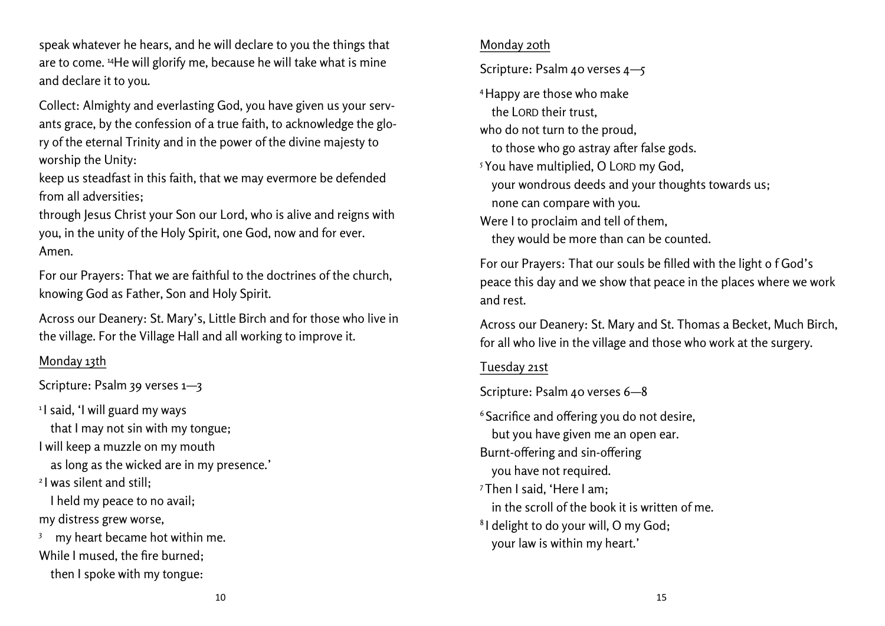speak whatever he hears, and he will declare to you the things that are to come. [14]He will glorify me, because he will take what is mine and declare it to you.

Collect: Almighty and everlasting God, you have given us your servants grace, by the confession of a true faith, to acknowledge the glory of the eternal Trinity and in the power of the divine majesty to worship the Unity:
keep us steadfast in this faith, that we may evermore be defended from all adversities;
through Jesus Christ your Son our Lord, who is alive and reigns with you, in the unity of the Holy Spirit, one God, now and for ever. Amen.

For our Prayers: That we are faithful to the doctrines of the church, knowing God as Father, Son and Holy Spirit.

Across our Deanery: St. Mary's, Little Birch and for those who live in the village. For the Village Hall and all working to improve it.

Monday 13th

Scripture: Psalm 39 verses 1—3

[1] I said, 'I will guard my ways
that I may not sin with my tongue;
I will keep a muzzle on my mouth
as long as the wicked are in my presence.'
[2] I was silent and still;
I held my peace to no avail;
my distress grew worse,
[3] my heart became hot within me.
While I mused, the fire burned;
then I spoke with my tongue:

Monday 20th

Scripture: Psalm 40 verses 4—5

[4] Happy are those who make
the LORD their trust,
who do not turn to the proud,
to those who go astray after false gods.
[5] You have multiplied, O LORD my God,
your wondrous deeds and your thoughts towards us;
none can compare with you.
Were I to proclaim and tell of them,
they would be more than can be counted.

For our Prayers: That our souls be filled with the light o f God's peace this day and we show that peace in the places where we work and rest.

Across our Deanery: St. Mary and St. Thomas a Becket, Much Birch, for all who live in the village and those who work at the surgery.

Tuesday 21st

Scripture: Psalm 40 verses 6—8

[6] Sacrifice and offering you do not desire,
but you have given me an open ear.
Burnt-offering and sin-offering
you have not required.
[7] Then I said, 'Here I am;
in the scroll of the book it is written of me.
[8] I delight to do your will, O my God;
your law is within my heart.'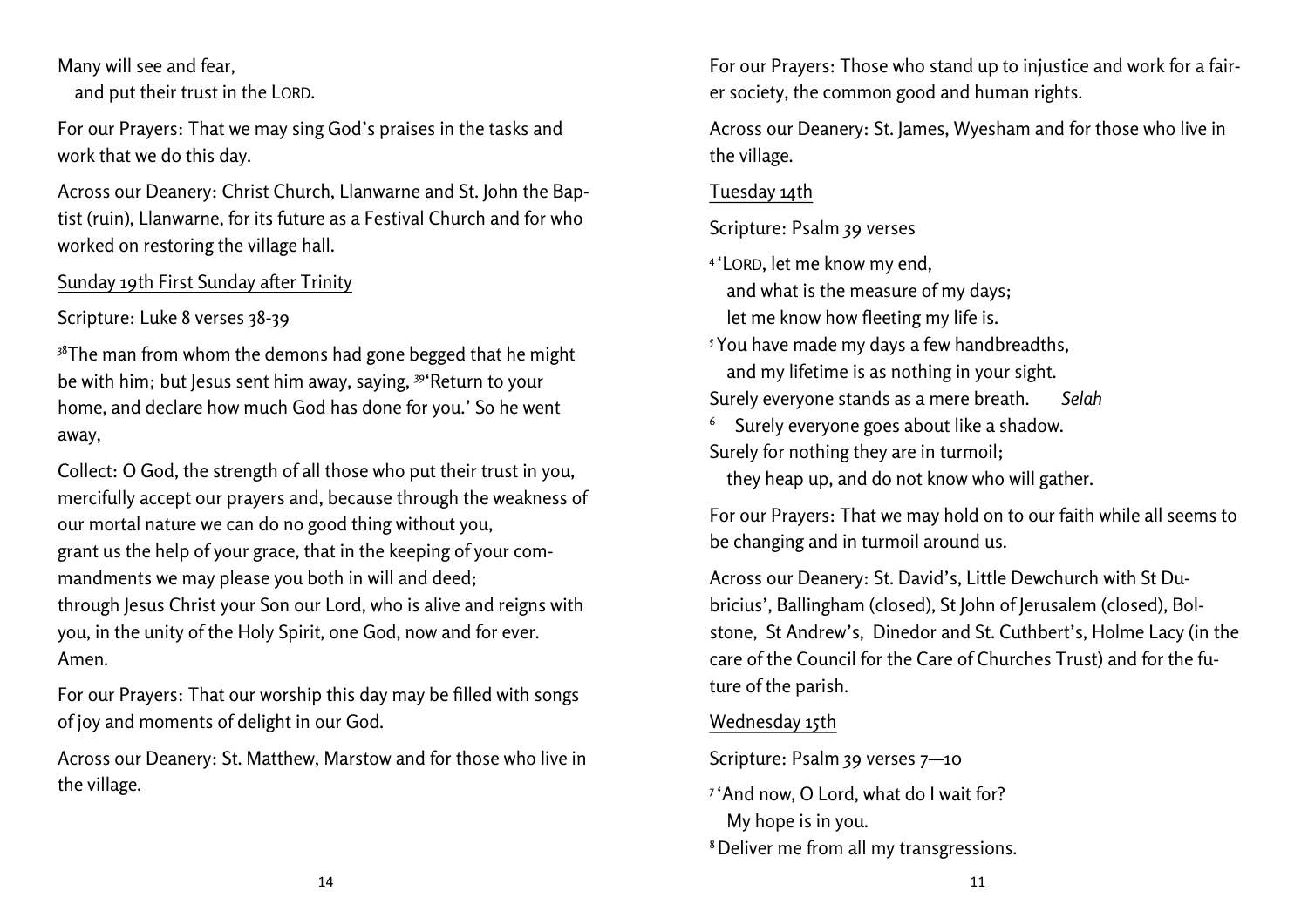Many will see and fear,
   and put their trust in the LORD.

For our Prayers: That we may sing God's praises in the tasks and work that we do this day.

Across our Deanery: Christ Church, Llanwarne and St. John the Baptist (ruin), Llanwarne, for its future as a Festival Church and for who worked on restoring the village hall.

Sunday 19th First Sunday after Trinity

Scripture: Luke 8 verses 38-39

[38]The man from whom the demons had gone begged that he might be with him; but Jesus sent him away, saying, [39]'Return to your home, and declare how much God has done for you.' So he went away,

Collect: O God, the strength of all those who put their trust in you, mercifully accept our prayers and, because through the weakness of our mortal nature we can do no good thing without you, grant us the help of your grace, that in the keeping of your commandments we may please you both in will and deed; through Jesus Christ your Son our Lord, who is alive and reigns with you, in the unity of the Holy Spirit, one God, now and for ever. Amen.

For our Prayers: That our worship this day may be filled with songs of joy and moments of delight in our God.

Across our Deanery: St. Matthew, Marstow and for those who live in the village.

For our Prayers: Those who stand up to injustice and work for a fairer society, the common good and human rights.

Across our Deanery: St. James, Wyesham and for those who live in the village.

Tuesday 14th

Scripture: Psalm 39 verses

[4] 'LORD, let me know my end,
   and what is the measure of my days;
   let me know how fleeting my life is.
[5] You have made my days a few handbreadths,
   and my lifetime is as nothing in your sight.
Surely everyone stands as a mere breath. *Selah*
[6] Surely everyone goes about like a shadow.
Surely for nothing they are in turmoil;
   they heap up, and do not know who will gather.

For our Prayers: That we may hold on to our faith while all seems to be changing and in turmoil around us.

Across our Deanery: St. David's, Little Dewchurch with St Dubricius', Ballingham (closed), St John of Jerusalem (closed), Bolstone, St Andrew's, Dinedor and St. Cuthbert's, Holme Lacy (in the care of the Council for the Care of Churches Trust) and for the future of the parish.

Wednesday 15th

Scripture: Psalm 39 verses 7—10

[7] 'And now, O Lord, what do I wait for?
   My hope is in you.
[8] Deliver me from all my transgressions.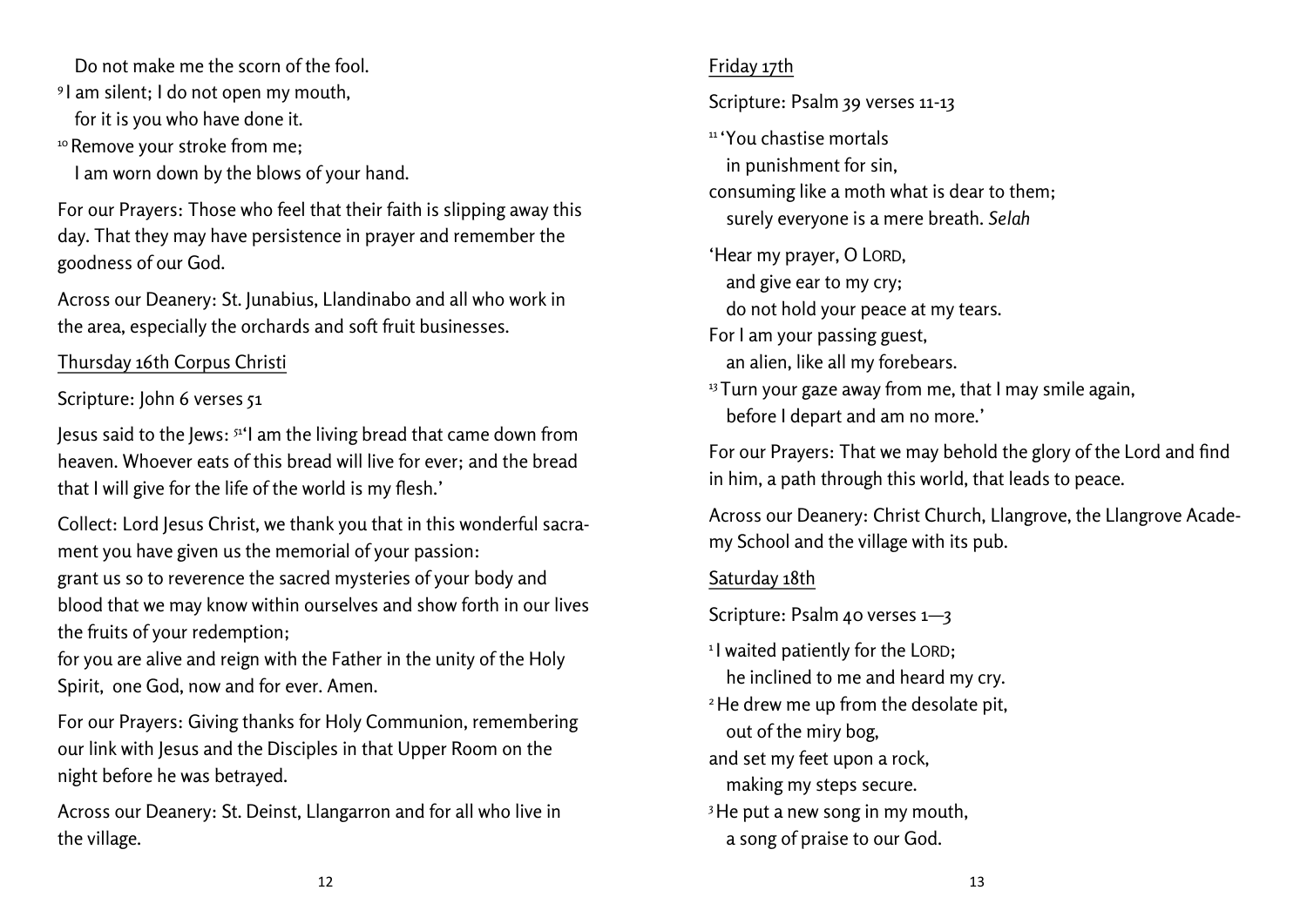Do not make me the scorn of the fool.
[9] I am silent; I do not open my mouth,
for it is you who have done it.
[10] Remove your stroke from me;
I am worn down by the blows of your hand.

For our Prayers: Those who feel that their faith is slipping away this day. That they may have persistence in prayer and remember the goodness of our God.

Across our Deanery: St. Junabius, Llandinabo and all who work in the area, especially the orchards and soft fruit businesses.

Thursday 16th Corpus Christi

Scripture: John 6 verses 51

Jesus said to the Jews: [51]'I am the living bread that came down from heaven. Whoever eats of this bread will live for ever; and the bread that I will give for the life of the world is my flesh.'

Collect: Lord Jesus Christ, we thank you that in this wonderful sacrament you have given us the memorial of your passion:
grant us so to reverence the sacred mysteries of your body and blood that we may know within ourselves and show forth in our lives the fruits of your redemption;
for you are alive and reign with the Father in the unity of the Holy Spirit, one God, now and for ever. Amen.

For our Prayers: Giving thanks for Holy Communion, remembering our link with Jesus and the Disciples in that Upper Room on the night before he was betrayed.

Across our Deanery: St. Deinst, Llangarron and for all who live in the village.

Friday 17th

Scripture: Psalm 39 verses 11-13

[11] 'You chastise mortals
in punishment for sin,
consuming like a moth what is dear to them;
surely everyone is a mere breath. *Selah*

'Hear my prayer, O LORD,
and give ear to my cry;
do not hold your peace at my tears.
For I am your passing guest,
an alien, like all my forebears.
[13] Turn your gaze away from me, that I may smile again,
before I depart and am no more.'

For our Prayers: That we may behold the glory of the Lord and find in him, a path through this world, that leads to peace.

Across our Deanery: Christ Church, Llangrove, the Llangrove Academy School and the village with its pub.

Saturday 18th

Scripture: Psalm 40 verses 1—3

[1] I waited patiently for the LORD;
he inclined to me and heard my cry.
[2] He drew me up from the desolate pit,
out of the miry bog,
and set my feet upon a rock,
making my steps secure.
[3] He put a new song in my mouth,
a song of praise to our God.